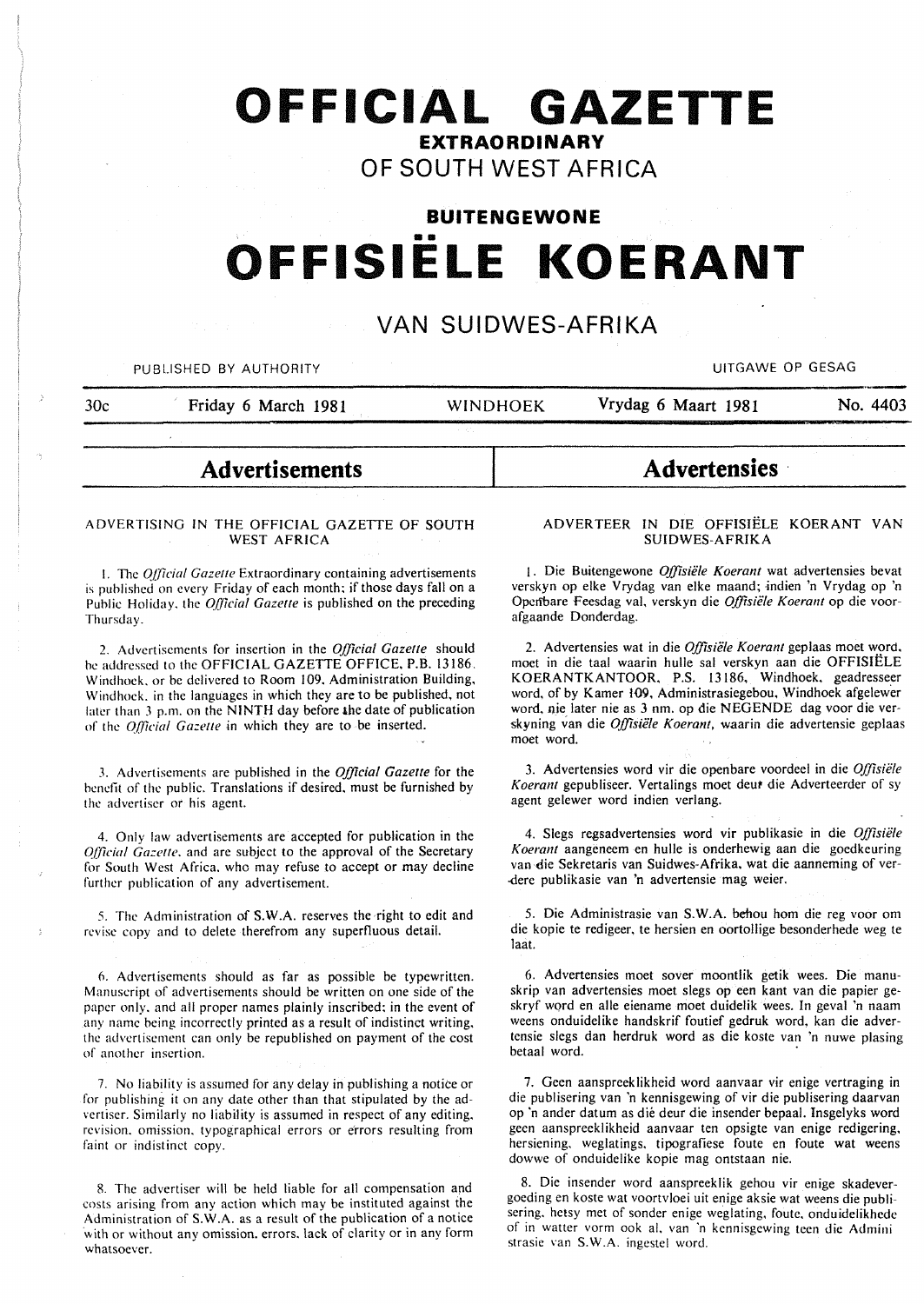# OFFICIAL GAZETTE

## EXTRAORDINARY

## OF SOUTH WEST AFRICA

## BUITENGEWONE

# OFFISIËLE KOERANT

## VAN SUIDWES-AFRIKA

PUBLISHED BY AUTHORITY — UITGAWE OP GESAG

30c — Friday 6 March 1981 — WINDHOEK — Vrydag 6 Maart 1981 — No. 4403

## Advertisements

ADVERTISING IN THE OFFICIAL GAZETTE OF SOUTH WEST AFRICA

1. The *Official Gazette* Extraordinary containing advertisements is published on every Friday of each month; if those days fall on a Public Holiday, the *Official Gazette* is published on the preceding Thursday.

2. Advertisements for insertion in the *Official Gazette* should be addressed to the OFFICIAL GAZETTE OFFICE, P.B. 13186, Windhoek, or be delivered to Room 109, Administration Building, Windhoek, in the languages in which they are to be published, not later than 3 p.m. on the NINTH day before the date of publication of the *Official Gazette* in which they are to be inserted.

3. Advertisements are published in the *Official Gazette* for the benefit of the public. Translations if desired, must be furnished by the advertiser or his agent.

4. Only law advertisements are accepted for publication in the *Official Gazette*, and are subject to the approval of the Secretary for South West Africa, who may refuse to accept or may decline further publication of any advertisement.

5. The Administration of S.W.A. reserves the right to edit and revise copy and to delete therefrom any superfluous detail.

6. Advertisements should as far as possible be typewritten. Manuscript of advertisements should be written on one side of the paper only, and all proper names plainly inscribed; in the event of any name being incorrectly printed as a result of indistinct writing, the advertisement can only be republished on payment of the cost of another insertion.

7. No liability is assumed for any delay in publishing a notice or for publishing it on any date other than that stipulated by the advertiser. Similarly no liability is assumed in respect of any editing, revision, omission, typographical errors or errors resulting from faint or indistinct copy.

8. The advertiser will be held liable for all compensation and costs arising from any action which may be instituted against the Administration of S.W.A. as a result of the publication of a notice with or without any omission, errors, lack of clarity or in any form whatsoever.

## Advertensies

ADVERTEER IN DIE OFFISIËLE KOERANT VAN SUIDWES-AFRIKA

1. Die Buitengewone *Offisiële Koerant* wat advertensies bevat verskyn op elke Vrydag van elke maand; indien 'n Vrydag op 'n Openbare Feesdag val, verskyn die *Offisiële Koerant* op die voorafgaande Donderdag.

2. Advertensies wat in die *Offisiële Koerant* geplaas moet word, moet in die taal waarin hulle sal verskyn aan die OFFISIËLE KOERANTKANTOOR, P.S. 13186, Windhoek, geadresseer word, of by Kamer 109, Administrasiegebou, Windhoek afgelewer word, nie later nie as 3 nm. op die NEGENDE dag voor die verskyning van die *Offisiële Koerant*, waarin die advertensie geplaas moet word.

3. Advertensies word vir die openbare voordeel in die *Offisiële Koerant* gepubliseer. Vertalings moet deur die Adverteerder of sy agent gelewer word indien verlang.

4. Slegs regsadvertensies word vir publikasie in die *Offisiële Koerant* aangeneem en hulle is onderhewig aan die goedkeuring van die Sekretaris van Suidwes-Afrika, wat die aanneming of verdere publikasie van 'n advertensie mag weier.

5. Die Administrasie van S.W.A. behou hom die reg voor om die kopie te redigeer, te hersien en oortollige besonderhede weg te laat.

6. Advertensies moet sover moontlik getik wees. Die manuskrip van advertensies moet slegs op een kant van die papier geskryf word en alle eiename moet duidelik wees. In geval 'n naam weens onduidelike handskrif foutief gedruk word, kan die advertensie slegs dan herdruk word as die koste van 'n nuwe plasing betaal word.

7. Geen aanspreeklikheid word aanvaar vir enige vertraging in die publisering van 'n kennisgewing of vir die publisering daarvan op 'n ander datum as dié deur die insender bepaal. Insgelyks word geen aanspreeklikheid aanvaar ten opsigte van enige redigering, hersiening, weglatings, tipografiese foute en foute wat weens dowwe of onduidelike kopie mag ontstaan nie.

8. Die insender word aanspreeklik gehou vir enige skadevergoeding en koste wat voortvloei uit enige aksie wat weens die publisering, hetsy met of sonder enige weglating, foute, onduidelikhede of in watter vorm ook al, van 'n kennisgewing teen die Administrasie van S.W.A. ingestel word.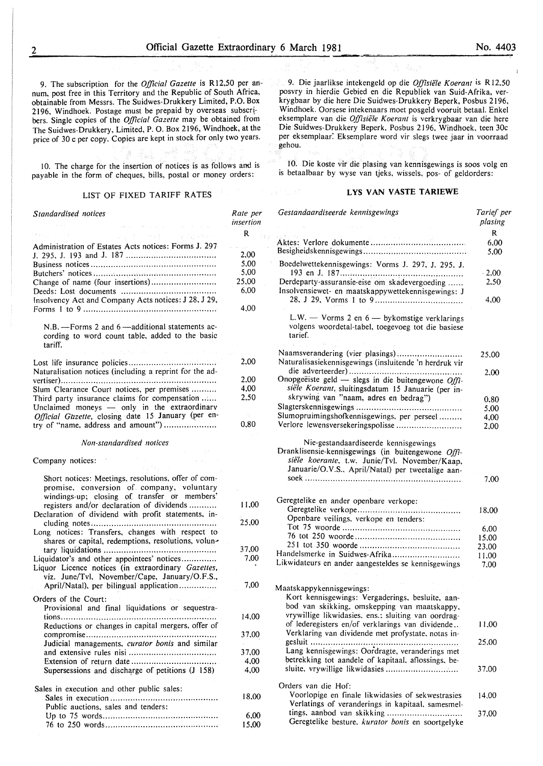9. The subscription for the *Official Gazette* is R12,50 per annum, post free in this Territory and the Republic of South Africa, obtainable from Messrs. The Suidwes-Drukkery Limited, P.O. Box 2196, Windhoek. Postage must be prepaid by overseas subscribers. Single copies of the *Official Gazette* may be obtained from The Suidwes-Drukkery, Limited, P. O. Box 2196, Windhoek, at the price of 30 c per copy. Copies are kept in stock for only two years.

10. The charge for the insertion of notices is as follows and is payable in the form of cheques, bills, postal or money orders:

## LIST OF FIXED TARIFF RATES

| *Standardised notices* | Rate per insertion |
|---|---|
| | R |
| Administration of Estates Acts notices: Forms J. 297 J. 295, J. 193 and J. 187 | 2,00 |
| Business notices | 5,00 |
| Butchers' notices | 5,00 |
| Change of name (four insertions) | 25,00 |
| Deeds: Lost documents | 6,00 |
| Insolvency Act and Company Acts notices: J 28, J 29, Forms 1 to 9 | 4,00 |
| N.B. —Forms 2 and 6 —additional statements according to word count table, added to the basic tariff. | |
| Lost life insurance policies | 2,00 |
| Naturalisation notices (including a reprint for the advertiser) | 2,00 |
| Slum Clearance Court notices, per premises | 4,00 |
| Third party insurance claims for compensation | 2,50 |
| Unclaimed moneys — only in the extraordinary *Official Gazette*, closing date 15 January (per entry of "name, address and amount") | 0,80 |

*Non-standardised notices*

| Company notices: | |
|---|---|
| Short notices: Meetings, resolutions, offer of compromise, conversion of company, voluntary windings-up; closing of transfer or members' registers and/or declaration of dividends | 11,00 |
| Declaration of dividend with profit statements, including notes | 25,00 |
| Long notices: Transfers, changes with respect to shares or capital, redemptions, resolutions, voluntary liquidations | 37,00 |
| Liquidator's and other appointees' notices | 7,00 |
| Liquor Licence notices (in extraordinary *Gazettes*, viz. June/Tvl, November/Cape, January/O.F.S., April/Natal), per bilingual application | 7,00 |
| Orders of the Court: | |
| Provisional and final liquidations or sequestrations | 14,00 |
| Reductions or changes in capital mergers, offer of compromise | 37,00 |
| Judicial managements, *curator bonis* and similar and extensive rules nisi | 37,00 |
| Extension of return date | 4,00 |
| Supersessions and discharge of petitions (J 158) | 4,00 |
| Sales in execution and other public sales: | |
| Sales in execution | 18,00 |
| Public auctions, sales and tenders: | |
| Up to 75 words | 6,00 |
| 76 to 250 words | 15,00 |

9. Die jaarlikse intekengeld op die *Offisiële Koerant* is R12,50 posvry in hierdie Gebied en die Republiek van Suid-Afrika, verkrygbaar by die here Die Suidwes-Drukkery Beperk, Posbus 2196, Windhoek. Oorsese intekenaars moet posgeld vooruit betaal. Enkel eksemplare van die *Offisiële Koerant* is verkrygbaar van die here Die Suidwes-Drukkery Beperk, Posbus 2196, Windhoek, teen 30c per eksemplaar. Eksemplare word vir slegs twee jaar in voorraad gehou.

10. Die koste vir die plasing van kennisgewings is soos volg en is betaalbaar by wyse van tjeks, wissels, pos- of geldorders:

## LYS VAN VASTE TARIEWE

| *Gestandaardiseerde kennisgewings* | Tarief per plasing |
|---|---|
| | R |
| Aktes: Verlore dokumente | 6,00 |
| Besigheidskennisgewings | 5,00 |
| Boedelwettekennisgewings: Vorms J. 297, J. 295, J. 193 en J. 187 | 2,00 |
| Derdeparty-assuransie-eise om skadevergoeding | 2,50 |
| Insolvensiewet- en maatskappywettekennisgewings: J 28, J 29, Vorms 1 to 9 | 4,00 |
| L.W. — Vorms 2 en 6 — bykomstige verklarings volgens woordetal-tabel, toegevoeg tot die basiese tarief. | |
| Naamsverandering (vier plasings) | 25,00 |
| Naturalisasiekennisgewings (insluitende 'n herdruk vir die adverteerder) | 2,00 |
| Onopgeëiste geld — slegs in die buitengewone *Offisiële Koerant*, sluitingsdatum 15 Januarie (per inskrywing van "naam, adres en bedrag") | 0,80 |
| Slagterskennisgewings | 5,00 |
| Slumopruimingshofkennisgewings, per perseel | 4,00 |
| Verlore lewensversekeringspolisse | 2,00 |

| Nie-gestandaardiseerde kennisgewings | |
|---|---|
| Dranklisensie-kennisgewings (in buitengewone *Offisiële koerante*, t.w. Junie/Tvl. November/Kaap, Januarie/O.V.S., April/Natal) per tweetalige aansoek | 7,00 |
| Geregtelike en ander openbare verkope: | |
| Geregtelike verkope | 18,00 |
| Openbare veilings, verkope en tenders: | |
| Tot 75 woorde | 6,00 |
| 76 tot 250 woorde | 15,00 |
| 251 tot 350 woorde | 23,00 |
| Handelsmerke in Suidwes-Afrika | 11,00 |
| Likwidateurs en ander aangesteldes se kennisgewings | 7,00 |
| Maatskappykennisgewings: | |
| Kort kennisgewings: Vergaderings, besluite, aanbod van skikking, omskepping van maatskappy, vrywillige likwidasies, ens.; sluiting van oordragof lederegisters en/of verklarings van dividende | 11,00 |
| Verklaring van dividende met profystate, notas ingesluit | 25,00 |
| Lang kennisgewings: Oordragte, veranderings met betrekking tot aandele of kapitaal, aflossings, besluite, vrywillige likwidasies | 37,00 |
| Orders van die Hof: | |
| Voorlopige en finale likwidasies of sekwestrasies | 14,00 |
| Verlatings of veranderings in kapitaal, samesmeltings, aanbod van skikking | 37,00 |
| Geregtelike besture, *kurator bonis* en soortgelyke | |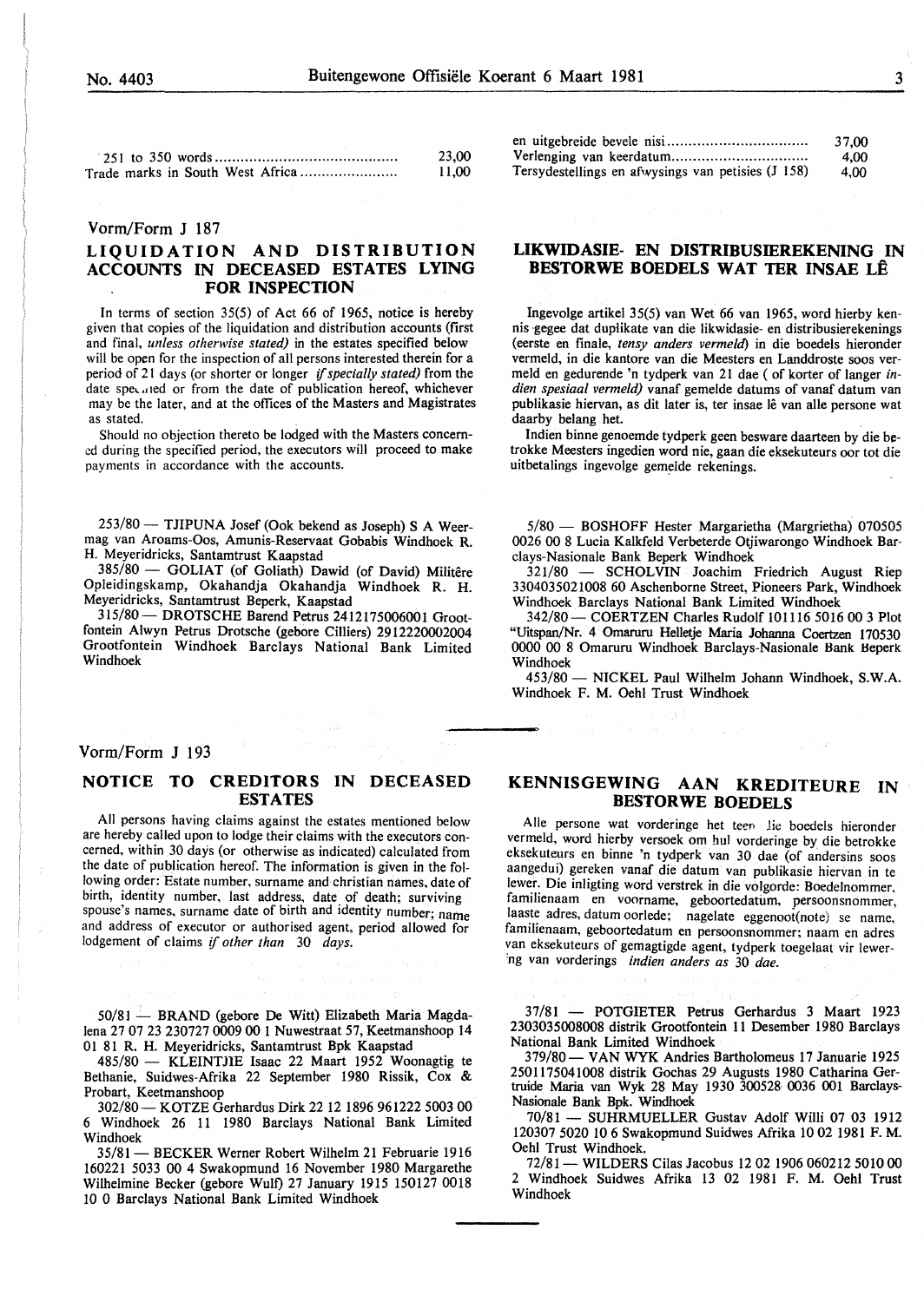| | |
|---|---|
| 251 to 350 words | 23,00 |
| Trade marks in South West Africa | 11,00 |

| | |
|---|---|
| en uitgebreide bevele nisi | 37,00 |
| Verlenging van keerdatum | 4,00 |
| Tersydestellings en afwysings van petisies (J 158) | 4,00 |

Vorm/Form J 187

## LIQUIDATION AND DISTRIBUTION ACCOUNTS IN DECEASED ESTATES LYING FOR INSPECTION

In terms of section 35(5) of Act 66 of 1965, notice is hereby given that copies of the liquidation and distribution accounts (first and final, *unless otherwise stated)* in the estates specified below will be open for the inspection of all persons interested therein for a period of 21 days (or shorter or longer *if specially stated)* from the date specified or from the date of publication hereof, whichever may be the later, and at the offices of the Masters and Magistrates as stated.

Should no objection thereto be lodged with the Masters concerned during the specified period, the executors will proceed to make payments in accordance with the accounts.

253/80 — TJIPUNA Josef (Ook bekend as Joseph) S A Weermag van Aroams-Oos, Amunis-Reservaat Gobabis Windhoek R. H. Meyeridricks, Santamtrust Kaapstad

385/80 — GOLIAT (of Goliath) Dawid (of David) Militêre Opleidingskamp, Okahandja Okahandja Windhoek R. H. Meyeridricks, Santamtrust Beperk, Kaapstad

315/80 — DROTSCHE Barend Petrus 2412175006001 Grootfontein Alwyn Petrus Drotsche (gebore Cilliers) 2912220002004 Grootfontein Windhoek Barclays National Bank Limited Windhoek

## LIKWIDASIE- EN DISTRIBUSIEREKENING IN BESTORWE BOEDELS WAT TER INSAE LÊ

Ingevolge artikel 35(5) van Wet 66 van 1965, word hierby kennis gegee dat duplikate van die likwidasie- en distribusierekenings (eerste en finale, *tensy anders vermeld)* in die boedels hieronder vermeld, in die kantore van die Meesters en Landdroste soos vermeld en gedurende 'n tydperk van 21 dae ( of korter of langer *indien spesiaal vermeld)* vanaf gemelde datums of vanaf datum van publikasie hiervan, as dit later is, ter insae lê van alle persone wat daarby belang het.

Indien binne genoemde tydperk geen besware daarteen by die betrokke Meesters ingedien word nie, gaan die eksekuteurs oor tot die uitbetalings ingevolge gemelde rekenings.

5/80 — BOSHOFF Hester Margarietha (Margrietha) 070505 0026 00 8 Lucia Kalkfeld Verbeterde Otjiwarongo Windhoek Barclays-Nasionale Bank Beperk Windhoek

321/80 — SCHOLVIN Joachim Friedrich August Riep 3304035021008 60 Aschenborne Street, Pioneers Park, Windhoek Windhoek Barclays National Bank Limited Windhoek

342/80 — COERTZEN Charles Rudolf 101116 5016 00 3 Plot "Uitspan/Nr. 4 Omaruru Helletje Maria Johanna Coertzen 170530 0000 00 8 Omaruru Windhoek Barclays-Nasionale Bank Beperk Windhoek

453/80 — NICKEL Paul Wilhelm Johann Windhoek, S.W.A. Windhoek F. M. Oehl Trust Windhoek

Vorm/Form J 193

## NOTICE TO CREDITORS IN DECEASED ESTATES

All persons having claims against the estates mentioned below are hereby called upon to lodge their claims with the executors concerned, within 30 days (or otherwise as indicated) calculated from the date of publication hereof. The information is given in the following order: Estate number, surname and christian names, date of birth, identity number, last address, date of death; surviving spouse's names, surname date of birth and identity number; name and address of executor or authorised agent, period allowed for lodgement of claims *if other than 30 days.*

50/81 — BRAND (gebore De Witt) Elizabeth Maria Magdalena 27 07 23 230727 0009 00 1 Nuwestraat 57, Keetmanshoop 14 01 81 R. H. Meyeridricks, Santamtrust Bpk Kaapstad

485/80 — KLEINTJIE Isaac 22 Maart 1952 Woonagtig te Bethanie, Suidwes-Afrika 22 September 1980 Rissik, Cox & Probart, Keetmanshoop

302/80 — KOTZE Gerhardus Dirk 22 12 1896 961222 5003 00 6 Windhoek 26 11 1980 Barclays National Bank Limited Windhoek

35/81 — BECKER Werner Robert Wilhelm 21 Februarie 1916 160221 5033 00 4 Swakopmund 16 November 1980 Margarethe Wilhelmine Becker (gebore Wulf) 27 January 1915 150127 0018 10 0 Barclays National Bank Limited Windhoek

## KENNISGEWING AAN KREDITEURE IN BESTORWE BOEDELS

Alle persone wat vorderinge het teen die boedels hieronder vermeld, word hierby versoek om hul vorderinge by die betrokke eksekuteurs en binne 'n tydperk van 30 dae (of andersins soos aangedui) gereken vanaf die datum van publikasie hiervan in te lewer. Die inligting word verstrek in die volgorde: Boedelnommer, familienaam en voorname, geboortedatum, persoonsnommer, laaste adres, datum oorlede; nagelate eggenoot(note) se name, familienaam, geboortedatum en persoonsnommer; naam en adres van eksekuteurs of gemagtigde agent, tydperk toegelaat vir lewering van vorderings *indien anders as 30 dae.*

37/81 — POTGIETER Petrus Gerhardus 3 Maart 1923 2303035008008 distrik Grootfontein 11 Desember 1980 Barclays National Bank Limited Windhoek

379/80 — VAN WYK Andries Bartholomeus 17 Januarie 1925 2501175041008 distrik Gochas 29 Augusts 1980 Catharina Gertruide Maria van Wyk 28 May 1930 300528 0036 001 Barclays-Nasionale Bank Bpk. Windhoek

70/81 — SUHRMUELLER Gustav Adolf Willi 07 03 1912 120307 5020 10 6 Swakopmund Suidwes Afrika 10 02 1981 F. M. Oehl Trust Windhoek.

72/81 — WILDERS Cilas Jacobus 12 02 1906 060212 5010 00 2 Windhoek Suidwes Afrika 13 02 1981 F. M. Oehl Trust Windhoek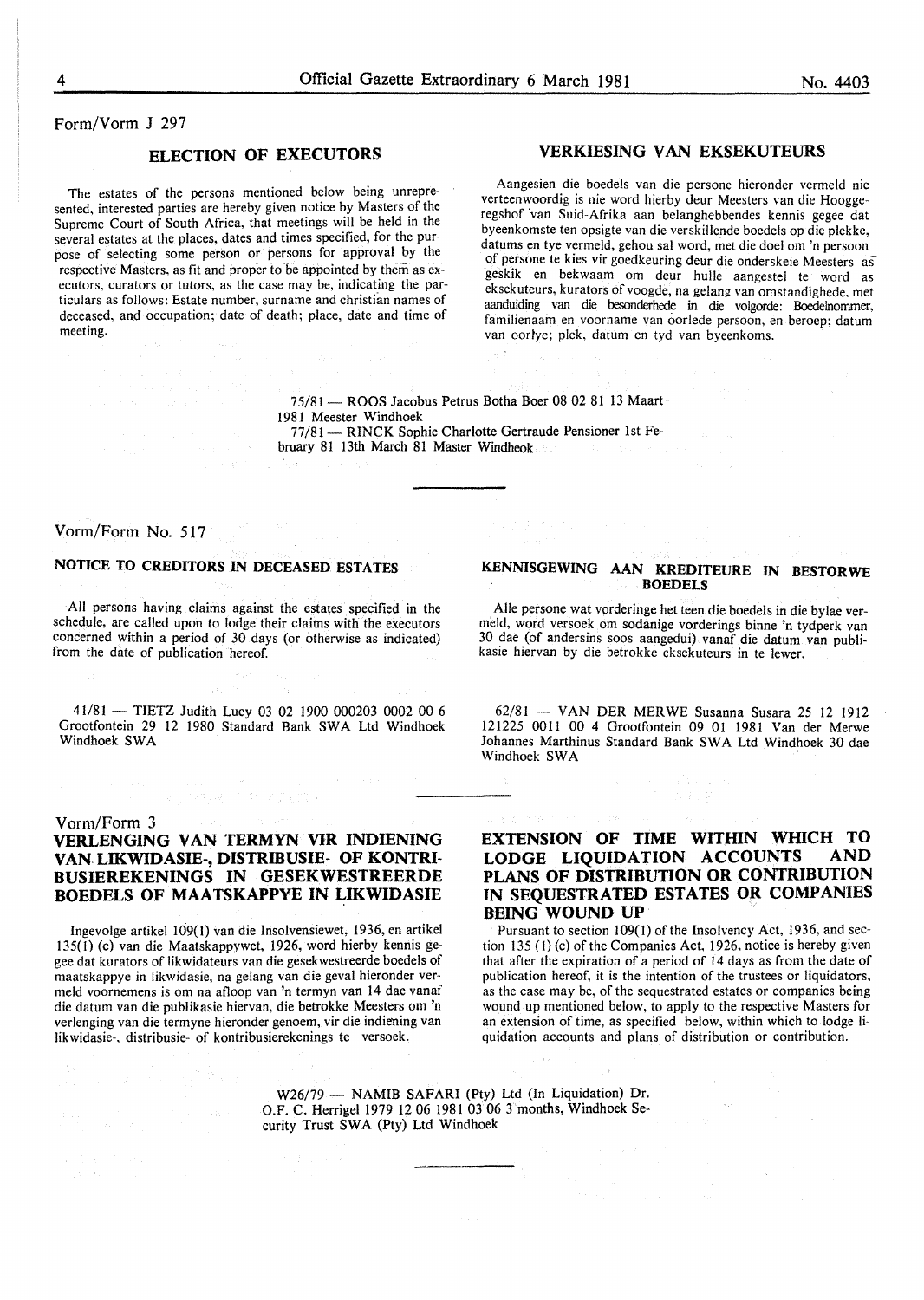Form/Vorm J 297

## ELECTION OF EXECUTORS

The estates of the persons mentioned below being unrepresented, interested parties are hereby given notice by Masters of the Supreme Court of South Africa, that meetings will be held in the several estates at the places, dates and times specified, for the purpose of selecting some person or persons for approval by the respective Masters, as fit and proper to be appointed by them as executors, curators or tutors, as the case may be, indicating the particulars as follows: Estate number, surname and christian names of deceased, and occupation; date of death; place, date and time of meeting.

## VERKIESING VAN EKSEKUTEURS

Aangesien die boedels van die persone hieronder vermeld nie verteenwoordig is nie word hierby deur Meesters van die Hooggeregshof van Suid-Afrika aan belanghebbendes kennis gegee dat byeenkomste ten opsigte van die verskillende boedels op die plekke, datums en tye vermeld, gehou sal word, met die doel om 'n persoon of persone te kies vir goedkeuring deur die onderskeie Meesters as geskik en bekwaam om deur hulle aangestel te word as eksekuteurs, kurators of voogde, na gelang van omstandighede, met aanduiding van die besonderhede in die volgorde: Boedelnommer, familienaam en voorname van oorlede persoon, en beroep; datum van oorlye; plek, datum en tyd van byeenkoms.

75/81 — ROOS Jacobus Petrus Botha Boer 08 02 81 13 Maart 1981 Meester Windhoek

77/81 — RINCK Sophie Charlotte Gertraude Pensioner 1st February 81 13th March 81 Master Windheok

---

Vorm/Form No. 517

## NOTICE TO CREDITORS IN DECEASED ESTATES

All persons having claims against the estates specified in the schedule, are called upon to lodge their claims with the executors concerned within a period of 30 days (or otherwise as indicated) from the date of publication hereof.

41/81 — TIETZ Judith Lucy 03 02 1900 000203 0002 00 6 Grootfontein 29 12 1980 Standard Bank SWA Ltd Windhoek Windhoek SWA

## KENNISGEWING AAN KREDITEURE IN BESTORWE BOEDELS

Alle persone wat vorderinge het teen die boedels in die bylae vermeld, word versoek om sodanige vorderings binne 'n tydperk van 30 dae (of andersins soos aangedui) vanaf die datum van publikasie hiervan by die betrokke eksekuteurs in te lewer.

62/81 — VAN DER MERWE Susanna Susara 25 12 1912 121225 0011 00 4 Grootfontein 09 01 1981 Van der Merwe Johannes Marthinus Standard Bank SWA Ltd Windhoek 30 dae Windhoek SWA

---

Vorm/Form 3

## VERLENGING VAN TERMYN VIR INDIENING VAN LIKWIDASIE-, DISTRIBUSIE- OF KONTRIBUSIEREKENINGS IN GESEKWESTREERDE BOEDELS OF MAATSKAPPYE IN LIKWIDASIE

Ingevolge artikel 109(1) van die Insolvensiewet, 1936, en artikel 135(1) (c) van die Maatskappywet, 1926, word hierby kennis gegee dat kurators of likwidateurs van die gesekwestreerde boedels of maatskappye in likwidasie, na gelang van die geval hieronder vermeld voornemens is om na afloop van 'n termyn van 14 dae vanaf die datum van die publikasie hiervan, die betrokke Meesters om 'n verlenging van die termyne hieronder genoem, vir die indiening van likwidasie-, distribusie- of kontribusierekenings te versoek.

## EXTENSION OF TIME WITHIN WHICH TO LODGE LIQUIDATION ACCOUNTS AND PLANS OF DISTRIBUTION OR CONTRIBUTION IN SEQUESTRATED ESTATES OR COMPANIES BEING WOUND UP

Pursuant to section 109(1) of the Insolvency Act, 1936, and section 135 (1) (c) of the Companies Act, 1926, notice is hereby given that after the expiration of a period of 14 days as from the date of publication hereof, it is the intention of the trustees or liquidators, as the case may be, of the sequestrated estates or companies being wound up mentioned below, to apply to the respective Masters for an extension of time, as specified below, within which to lodge liquidation accounts and plans of distribution or contribution.

W26/79 — NAMIB SAFARI (Pty) Ltd (In Liquidation) Dr. O.F. C. Herrigel 1979 12 06 1981 03 06 3 months, Windhoek Security Trust SWA (Pty) Ltd Windhoek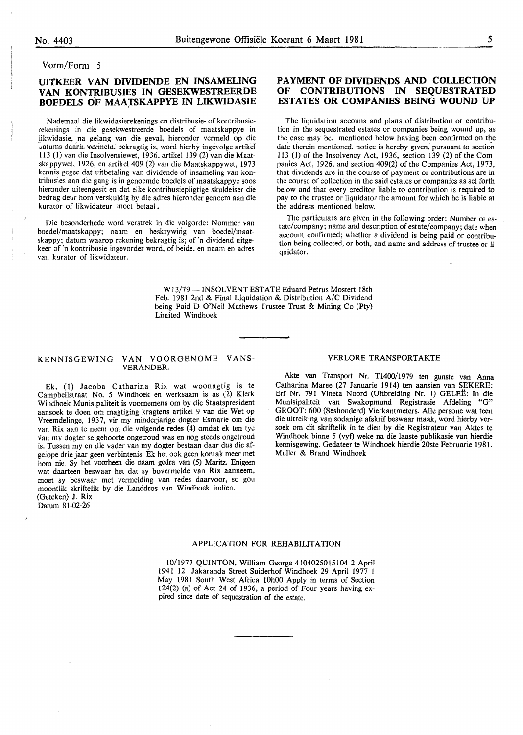Vorm/Form 5

## UITKEER VAN DIVIDENDE EN INSAMELING VAN KONTRIBUSIES IN GESEKWESTREERDE BOEDELS OF MAATSKAPPYE IN LIKWIDASIE

Nademaal die likwidasierekenings en distribusie- of kontribusierekenings in die gesekwestreerde boedels of maatskappye in likwidasie, na gelang van die geval, hieronder vermeld op die datums daarin vermeld, bekragtig is, word hierby ingevolge artikel 113 (1) van die Insolvensiewet, 1936, artikel 139 (2) van die Maatskappywet, 1926, en artikel 409 (2) van die Maatskappywet, 1973 kennis gegee dat uitbetaling van dividende of insameling van kontribusies aan die gang is in genoemde boedels of maatskappye soos hieronder uiteengesit en dat elke kontribusiepligtige skuldeiser die bedrag deur hom verskuldig by die adres hieronder genoem aan die kurator of likwidateur moet betaal.

Die besonderhede word verstrek in die volgorde: Nommer van boedel/maatskappy; naam en beskrywing van boedel/maatskappy; datum waarop rekening bekragtig is; of 'n dividend uitgekeer of 'n kontribusie ingevorder word, of beide, en naam en adres van kurator of likwidateur.

## PAYMENT OF DIVIDENDS AND COLLECTION OF CONTRIBUTIONS IN SEQUESTRATED ESTATES OR COMPANIES BEING WOUND UP

The liquidation accouns and plans of distribution or contribution in the sequestrated estates or companies being wound up, as the case may be, mentioned below having been confirmed on the date therein mentioned, notice is hereby given, pursuant to section 113 (1) of the Insolvency Act, 1936, section 139 (2) of the Companies Act, 1926, and section 409(2) of the Companies Act, 1973, that dividends are in the course of payment or contributions are in the course of collection in the said estates or companies as set forth below and that every creditor liable to contribution is required to pay to the trustee or liquidator the amount for which he is liable at the address mentioned below.

The particulars are given in the following order: Number or estate/company; name and description of estate/company; date when account confirmed; whether a dividend is being paid or contribution being collected, or both, and name and address of trustee or liquidator.

W13/79 — INSOLVENT ESTATE Eduard Petrus Mostert 18th Feb. 1981 2nd & Final Liquidation & Distribution A/C Dividend being Paid D O'Neil Mathews Trustee Trust & Mining Co (Pty) Limited Windhoek

---

### KENNISGEWING VAN VOORGENOME VANSVERANDER.

Ek, (1) Jacoba Catharina Rix wat woonagtig is te Campbellstraat No. 5 Windhoek en werksaam is as (2) Klerk Windhoek Munisipaliteit is voornemens om by die Staatspresident aansoek te doen om magtiging kragtens artikel 9 van die Wet op Vreemdelinge, 1937, vir my minderjarige dogter Esmarie om die van Rix aan te neem om die volgende redes (4) omdat ek ten tye van my dogter se geboorte ongetroud was en nog steeds ongetroud is. Tussen my en die vader van my dogter bestaan daar dus die afgelope drie jaar geen verbintenis. Ek het ook geen kontak meer met hom nie. Sy het voorheen die naam gedra van (5) Maritz. Enigeen wat daarteen beswaar het dat sy bovermelde van Rix aanneem, moet sy beswaar met vermelding van redes daarvoor, so gou moontlik skriftelik by die Landdros van Windhoek indien.
(Geteken) J. Rix
Datum 81-02-26

### VERLORE TRANSPORTAKTE

Akte van Transport Nr. T1400/1979 ten gunste van Anna Catharina Maree (27 Januarie 1914) ten aansien van SEKERE: Erf Nr. 791 Vineta Noord (Uitbreiding Nr. 1) GELEË: In die Munisipaliteit van Swakopmund Registrasie Afdeling "G" GROOT: 600 (Seshonderd) Vierkantmeters. Alle persone wat teen die uitreiking van sodanige afskrif beswaar maak, word hierby versoek om dit skriftelik in te dien by die Registrateur van Aktes te Windhoek binne 5 (vyf) weke na die laaste publikasie van hierdie kennisgewing. Gedateer te Windhoek hierdie 20ste Februarie 1981. Muller & Brand Windhoek

### APPLICATION FOR REHABILITATION

10/1977 QUINTON, William George 4104025015104 2 April 1941 12 Jakaranda Street Suiderhof Windhoek 29 April 1977 1 May 1981 South West Africa 10h00 Apply in terms of Section 124(2) (a) of Act 24 of 1936, a period of Four years having expired since date of sequestration of the estate.